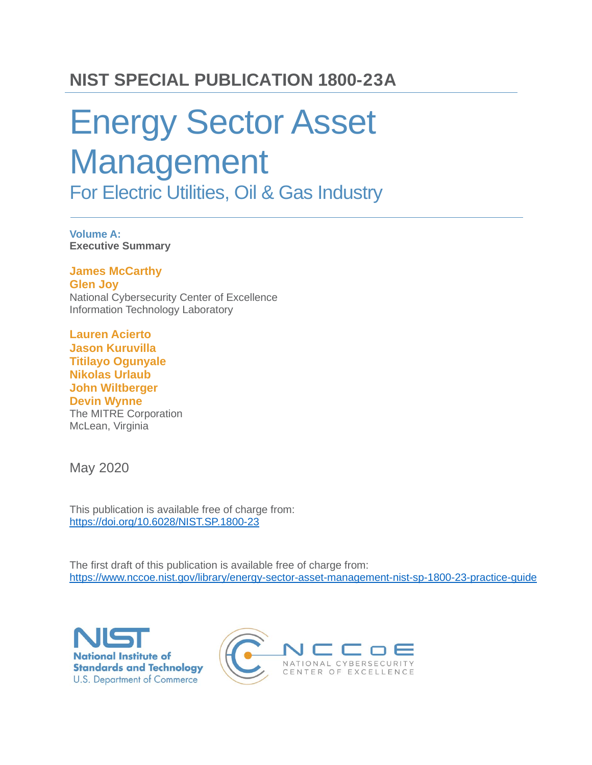# NIST SPECIAL PUBLICATION 1800-23A

# Energy Sector Asset Management

## For Electric Utilities, Oil & Gas Industry

**Volume A:**
**Executive Summary**

**James McCarthy**
**Glen Joy**
National Cybersecurity Center of Excellence
Information Technology Laboratory

**Lauren Acierto**
**Jason Kuruvilla**
**Titilayo Ogunyale**
**Nikolas Urlaub**
**John Wiltberger**
**Devin Wynne**
The MITRE Corporation
McLean, Virginia

May 2020

This publication is available free of charge from:
https://doi.org/10.6028/NIST.SP.1800-23

The first draft of this publication is available free of charge from:
https://www.nccoe.nist.gov/library/energy-sector-asset-management-nist-sp-1800-23-practice-guide

NIST
National Institute of Standards and Technology
U.S. Department of Commerce

NCCoE
NATIONAL CYBERSECURITY CENTER OF EXCELLENCE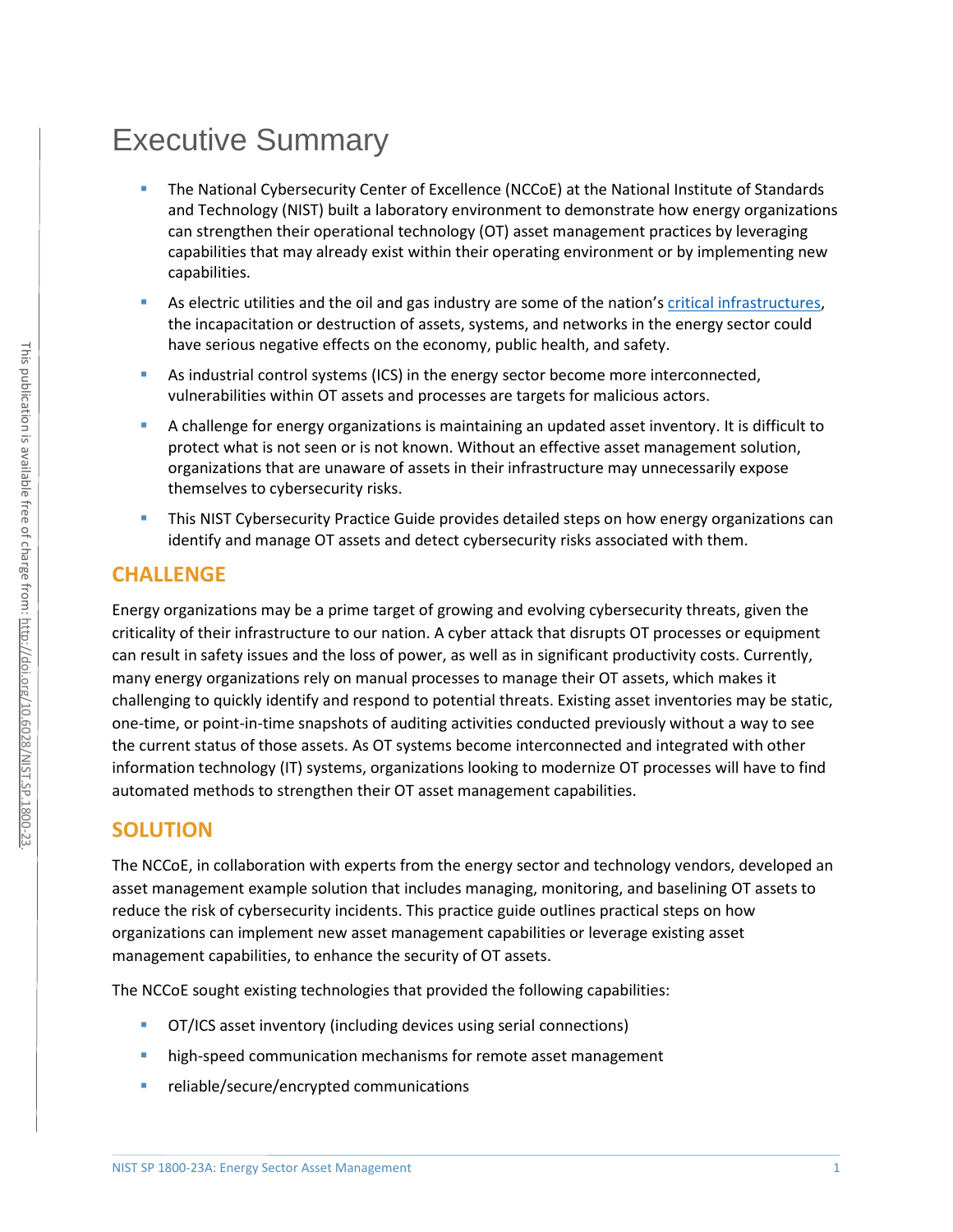# Executive Summary

- The National Cybersecurity Center of Excellence (NCCoE) at the National Institute of Standards and Technology (NIST) built a laboratory environment to demonstrate how energy organizations can strengthen their operational technology (OT) asset management practices by leveraging capabilities that may already exist within their operating environment or by implementing new capabilities.
- As electric utilities and the oil and gas industry are some of the nation's critical infrastructures, the incapacitation or destruction of assets, systems, and networks in the energy sector could have serious negative effects on the economy, public health, and safety.
- As industrial control systems (ICS) in the energy sector become more interconnected, vulnerabilities within OT assets and processes are targets for malicious actors.
- A challenge for energy organizations is maintaining an updated asset inventory. It is difficult to protect what is not seen or is not known. Without an effective asset management solution, organizations that are unaware of assets in their infrastructure may unnecessarily expose themselves to cybersecurity risks.
- This NIST Cybersecurity Practice Guide provides detailed steps on how energy organizations can identify and manage OT assets and detect cybersecurity risks associated with them.

## CHALLENGE

Energy organizations may be a prime target of growing and evolving cybersecurity threats, given the criticality of their infrastructure to our nation. A cyber attack that disrupts OT processes or equipment can result in safety issues and the loss of power, as well as in significant productivity costs. Currently, many energy organizations rely on manual processes to manage their OT assets, which makes it challenging to quickly identify and respond to potential threats. Existing asset inventories may be static, one-time, or point-in-time snapshots of auditing activities conducted previously without a way to see the current status of those assets. As OT systems become interconnected and integrated with other information technology (IT) systems, organizations looking to modernize OT processes will have to find automated methods to strengthen their OT asset management capabilities.

## SOLUTION

The NCCoE, in collaboration with experts from the energy sector and technology vendors, developed an asset management example solution that includes managing, monitoring, and baselining OT assets to reduce the risk of cybersecurity incidents. This practice guide outlines practical steps on how organizations can implement new asset management capabilities or leverage existing asset management capabilities, to enhance the security of OT assets.

The NCCoE sought existing technologies that provided the following capabilities:

- OT/ICS asset inventory (including devices using serial connections)
- high-speed communication mechanisms for remote asset management
- reliable/secure/encrypted communications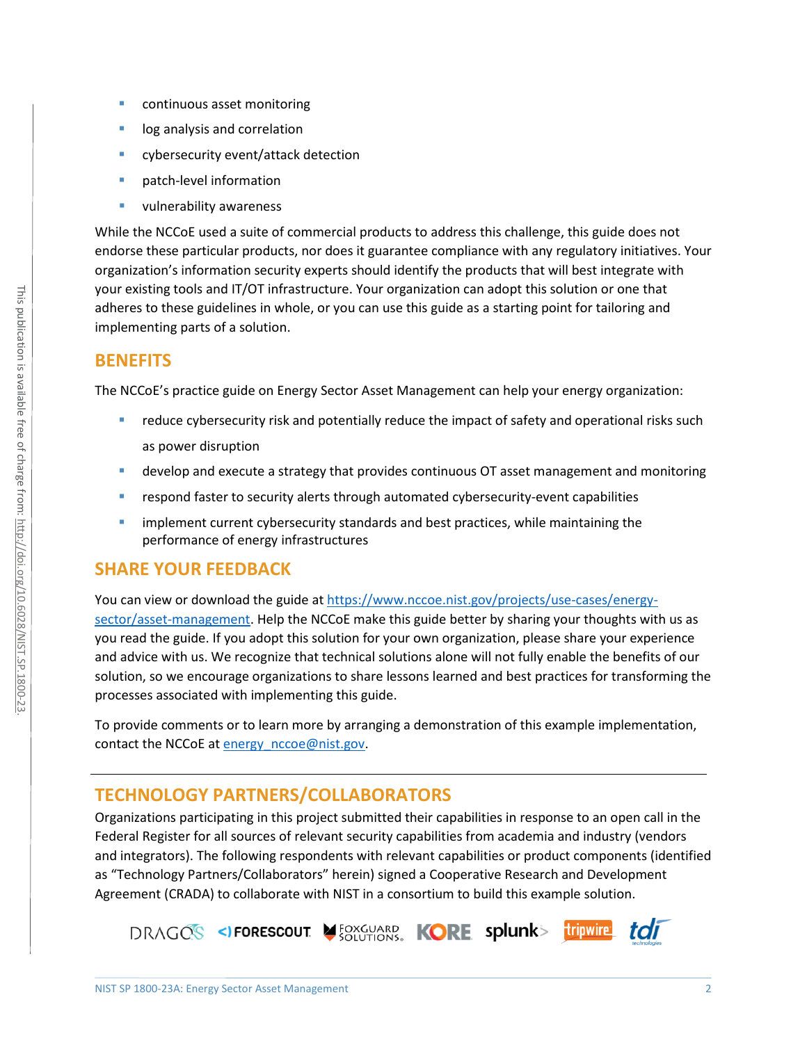- continuous asset monitoring
- log analysis and correlation
- cybersecurity event/attack detection
- patch-level information
- vulnerability awareness

While the NCCoE used a suite of commercial products to address this challenge, this guide does not endorse these particular products, nor does it guarantee compliance with any regulatory initiatives. Your organization's information security experts should identify the products that will best integrate with your existing tools and IT/OT infrastructure. Your organization can adopt this solution or one that adheres to these guidelines in whole, or you can use this guide as a starting point for tailoring and implementing parts of a solution.

## BENEFITS

The NCCoE's practice guide on Energy Sector Asset Management can help your energy organization:

- reduce cybersecurity risk and potentially reduce the impact of safety and operational risks such as power disruption
- develop and execute a strategy that provides continuous OT asset management and monitoring
- respond faster to security alerts through automated cybersecurity-event capabilities
- implement current cybersecurity standards and best practices, while maintaining the performance of energy infrastructures

## SHARE YOUR FEEDBACK

You can view or download the guide at https://www.nccoe.nist.gov/projects/use-cases/energy-sector/asset-management. Help the NCCoE make this guide better by sharing your thoughts with us as you read the guide. If you adopt this solution for your own organization, please share your experience and advice with us. We recognize that technical solutions alone will not fully enable the benefits of our solution, so we encourage organizations to share lessons learned and best practices for transforming the processes associated with implementing this guide.

To provide comments or to learn more by arranging a demonstration of this example implementation, contact the NCCoE at energy_nccoe@nist.gov.

---

## TECHNOLOGY PARTNERS/COLLABORATORS

Organizations participating in this project submitted their capabilities in response to an open call in the Federal Register for all sources of relevant security capabilities from academia and industry (vendors and integrators). The following respondents with relevant capabilities or product components (identified as "Technology Partners/Collaborators" herein) signed a Cooperative Research and Development Agreement (CRADA) to collaborate with NIST in a consortium to build this example solution.

DRAGOS FORESCOUT FOXGUARD SOLUTIONS KORE splunk> tripwire tdi technologies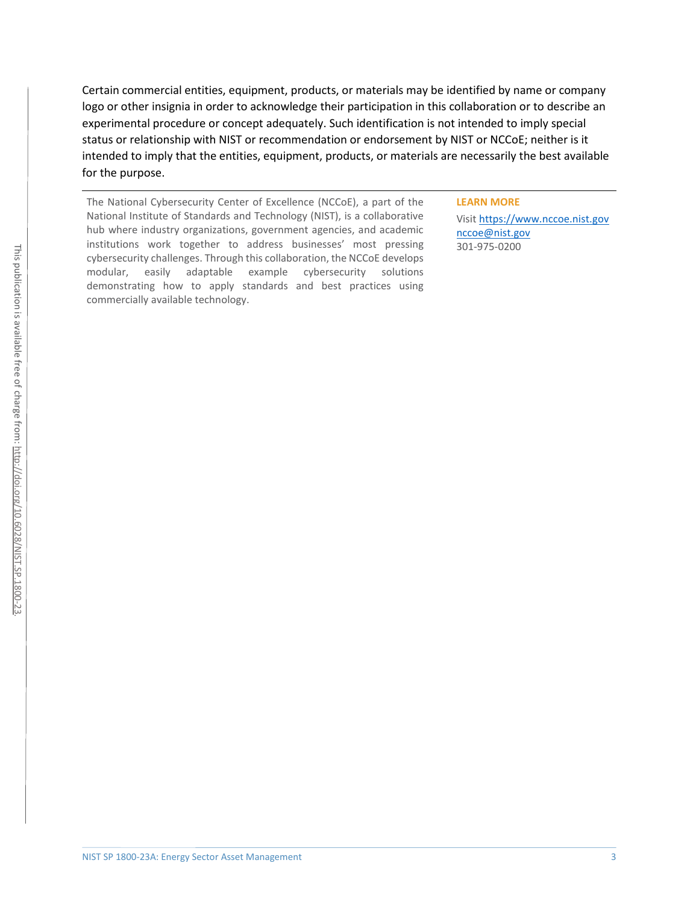Certain commercial entities, equipment, products, or materials may be identified by name or company logo or other insignia in order to acknowledge their participation in this collaboration or to describe an experimental procedure or concept adequately. Such identification is not intended to imply special status or relationship with NIST or recommendation or endorsement by NIST or NCCoE; neither is it intended to imply that the entities, equipment, products, or materials are necessarily the best available for the purpose.

---

The National Cybersecurity Center of Excellence (NCCoE), a part of the National Institute of Standards and Technology (NIST), is a collaborative hub where industry organizations, government agencies, and academic institutions work together to address businesses' most pressing cybersecurity challenges. Through this collaboration, the NCCoE develops modular, easily adaptable example cybersecurity solutions demonstrating how to apply standards and best practices using commercially available technology.

**LEARN MORE**

Visit https://www.nccoe.nist.gov
nccoe@nist.gov
301-975-0200